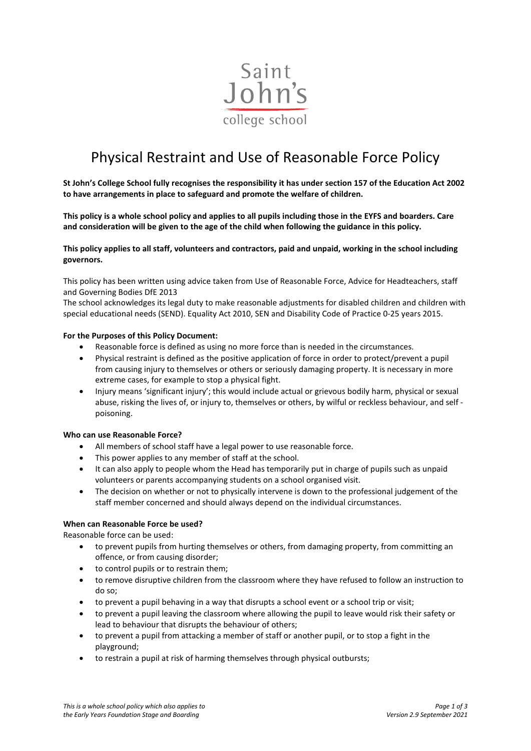Saint John's college school

# Physical Restraint and Use of Reasonable Force Policy

**St John's College School fully recognises the responsibility it has under section 157 of the Education Act 2002 to have arrangements in place to safeguard and promote the welfare of children.**

**This policy is a whole school policy and applies to all pupils including those in the EYFS and boarders. Care and consideration will be given to the age of the child when following the guidance in this policy.**

**This policy applies to all staff, volunteers and contractors, paid and unpaid, working in the school including governors.**

This policy has been written using advice taken from Use of Reasonable Force, Advice for Headteachers, staff and Governing Bodies DfE 2013

The school acknowledges its legal duty to make reasonable adjustments for disabled children and children with special educational needs (SEND). Equality Act 2010, SEN and Disability Code of Practice 0-25 years 2015.

**For the Purposes of this Policy Document:**

- Reasonable force is defined as using no more force than is needed in the circumstances.
- Physical restraint is defined as the positive application of force in order to protect/prevent a pupil from causing injury to themselves or others or seriously damaging property. It is necessary in more extreme cases, for example to stop a physical fight.
- Injury means 'significant injury'; this would include actual or grievous bodily harm, physical or sexual abuse, risking the lives of, or injury to, themselves or others, by wilful or reckless behaviour, and self - poisoning.

**Who can use Reasonable Force?**

- All members of school staff have a legal power to use reasonable force.
- This power applies to any member of staff at the school.
- It can also apply to people whom the Head has temporarily put in charge of pupils such as unpaid volunteers or parents accompanying students on a school organised visit.
- The decision on whether or not to physically intervene is down to the professional judgement of the staff member concerned and should always depend on the individual circumstances.

**When can Reasonable Force be used?**

Reasonable force can be used:

- to prevent pupils from hurting themselves or others, from damaging property, from committing an offence, or from causing disorder;
- to control pupils or to restrain them;
- to remove disruptive children from the classroom where they have refused to follow an instruction to do so;
- to prevent a pupil behaving in a way that disrupts a school event or a school trip or visit;
- to prevent a pupil leaving the classroom where allowing the pupil to leave would risk their safety or lead to behaviour that disrupts the behaviour of others;
- to prevent a pupil from attacking a member of staff or another pupil, or to stop a fight in the playground;
- to restrain a pupil at risk of harming themselves through physical outbursts;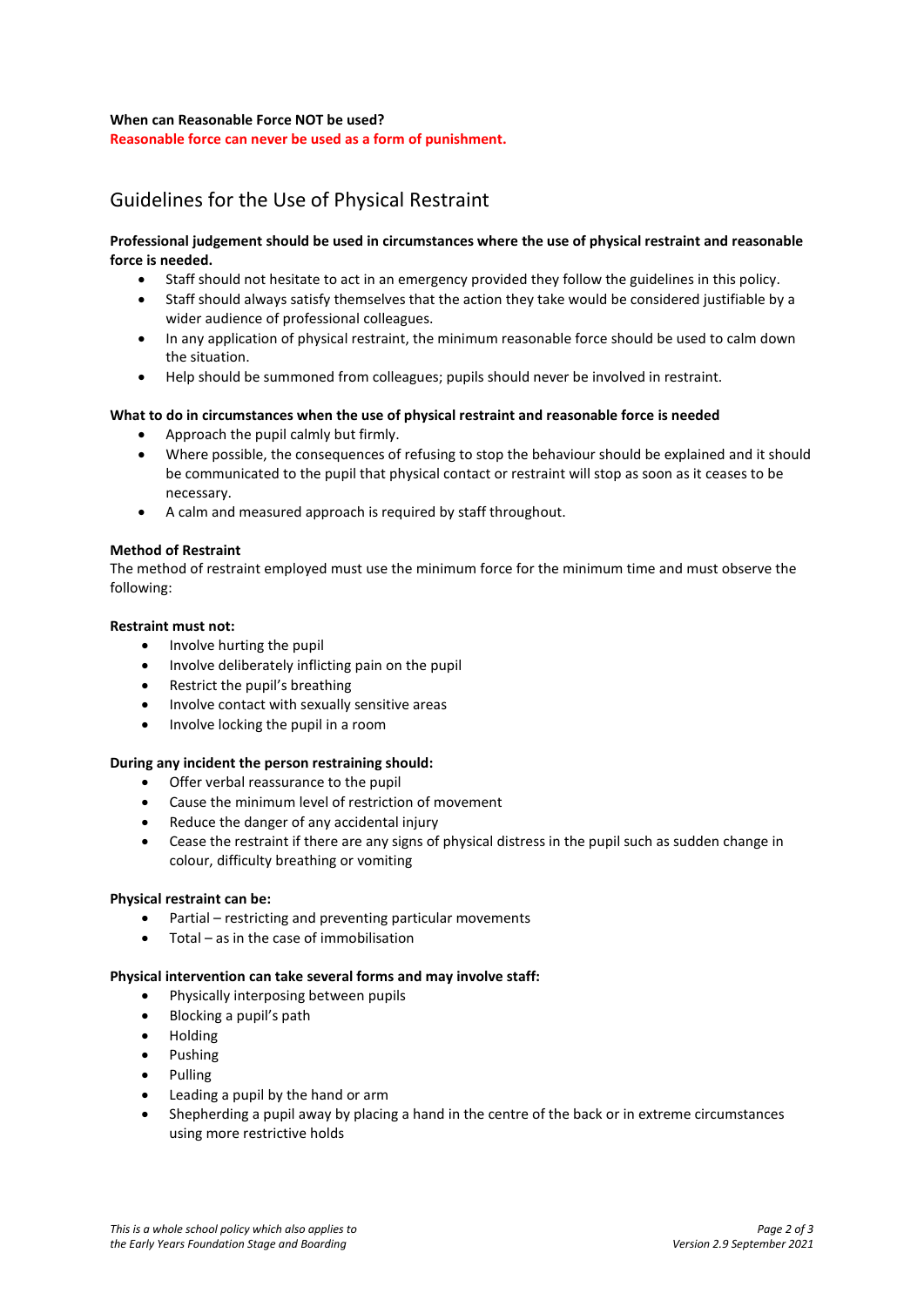**When can Reasonable Force NOT be used?**

**Reasonable force can never be used as a form of punishment.**

## Guidelines for the Use of Physical Restraint

**Professional judgement should be used in circumstances where the use of physical restraint and reasonable force is needed.**

- Staff should not hesitate to act in an emergency provided they follow the guidelines in this policy.
- Staff should always satisfy themselves that the action they take would be considered justifiable by a wider audience of professional colleagues.
- In any application of physical restraint, the minimum reasonable force should be used to calm down the situation.
- Help should be summoned from colleagues; pupils should never be involved in restraint.

**What to do in circumstances when the use of physical restraint and reasonable force is needed**

- Approach the pupil calmly but firmly.
- Where possible, the consequences of refusing to stop the behaviour should be explained and it should be communicated to the pupil that physical contact or restraint will stop as soon as it ceases to be necessary.
- A calm and measured approach is required by staff throughout.

**Method of Restraint**

The method of restraint employed must use the minimum force for the minimum time and must observe the following:

**Restraint must not:**

- Involve hurting the pupil
- Involve deliberately inflicting pain on the pupil
- Restrict the pupil's breathing
- Involve contact with sexually sensitive areas
- Involve locking the pupil in a room

**During any incident the person restraining should:**

- Offer verbal reassurance to the pupil
- Cause the minimum level of restriction of movement
- Reduce the danger of any accidental injury
- Cease the restraint if there are any signs of physical distress in the pupil such as sudden change in colour, difficulty breathing or vomiting

**Physical restraint can be:**

- Partial – restricting and preventing particular movements
- Total – as in the case of immobilisation

**Physical intervention can take several forms and may involve staff:**

- Physically interposing between pupils
- Blocking a pupil's path
- Holding
- Pushing
- Pulling
- Leading a pupil by the hand or arm
- Shepherding a pupil away by placing a hand in the centre of the back or in extreme circumstances using more restrictive holds

*This is a whole school policy which also applies to the Early Years Foundation Stage and Boarding*

*Version 2.9 September 2021*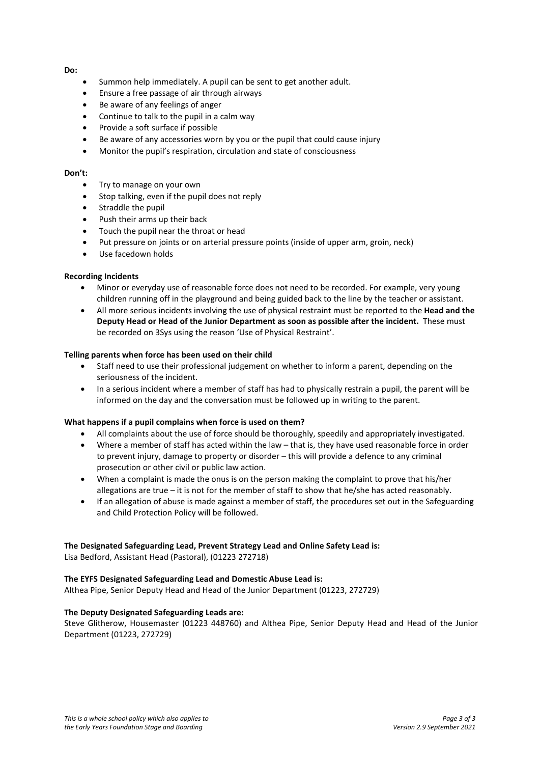**Do:**

- Summon help immediately. A pupil can be sent to get another adult.
- Ensure a free passage of air through airways
- Be aware of any feelings of anger
- Continue to talk to the pupil in a calm way
- Provide a soft surface if possible
- Be aware of any accessories worn by you or the pupil that could cause injury
- Monitor the pupil's respiration, circulation and state of consciousness

**Don't:**

- Try to manage on your own
- Stop talking, even if the pupil does not reply
- Straddle the pupil
- Push their arms up their back
- Touch the pupil near the throat or head
- Put pressure on joints or on arterial pressure points (inside of upper arm, groin, neck)
- Use facedown holds

**Recording Incidents**

- Minor or everyday use of reasonable force does not need to be recorded. For example, very young children running off in the playground and being guided back to the line by the teacher or assistant.
- All more serious incidents involving the use of physical restraint must be reported to the **Head and the Deputy Head or Head of the Junior Department as soon as possible after the incident.** These must be recorded on 3Sys using the reason 'Use of Physical Restraint'.

**Telling parents when force has been used on their child**

- Staff need to use their professional judgement on whether to inform a parent, depending on the seriousness of the incident.
- In a serious incident where a member of staff has had to physically restrain a pupil, the parent will be informed on the day and the conversation must be followed up in writing to the parent.

**What happens if a pupil complains when force is used on them?**

- All complaints about the use of force should be thoroughly, speedily and appropriately investigated.
- Where a member of staff has acted within the law – that is, they have used reasonable force in order to prevent injury, damage to property or disorder – this will provide a defence to any criminal prosecution or other civil or public law action.
- When a complaint is made the onus is on the person making the complaint to prove that his/her allegations are true – it is not for the member of staff to show that he/she has acted reasonably.
- If an allegation of abuse is made against a member of staff, the procedures set out in the Safeguarding and Child Protection Policy will be followed.

**The Designated Safeguarding Lead, Prevent Strategy Lead and Online Safety Lead is:**
Lisa Bedford, Assistant Head (Pastoral), (01223 272718)

**The EYFS Designated Safeguarding Lead and Domestic Abuse Lead is:**
Althea Pipe, Senior Deputy Head and Head of the Junior Department (01223, 272729)

**The Deputy Designated Safeguarding Leads are:**
Steve Glitherow, Housemaster (01223 448760) and Althea Pipe, Senior Deputy Head and Head of the Junior Department (01223, 272729)

*This is a whole school policy which also applies to the Early Years Foundation Stage and Boarding*

*Version 2.9 September 2021*